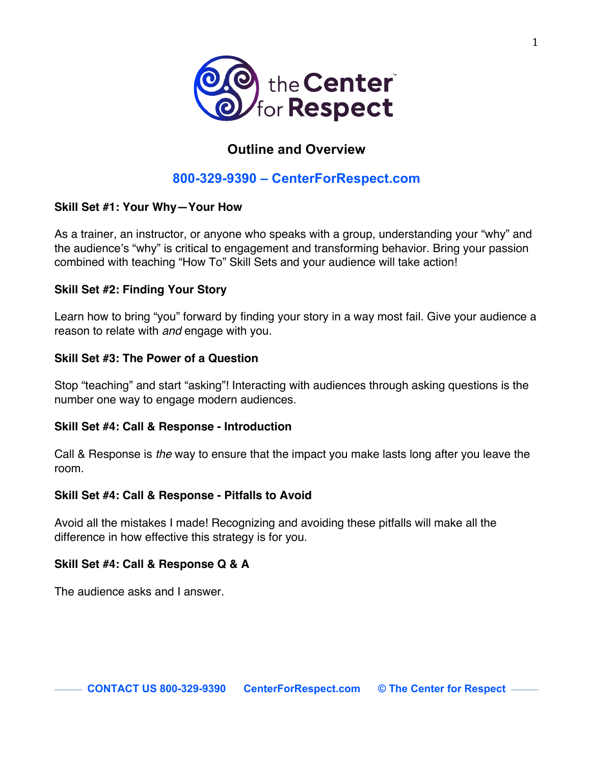the Center for Respect

# Outline and Overview

**800-329-9390 – CenterForRespect.com**

### Skill Set #1: Your Why—Your How

As a trainer, an instructor, or anyone who speaks with a group, understanding your "why" and the audience's "why" is critical to engagement and transforming behavior. Bring your passion combined with teaching "How To" Skill Sets and your audience will take action!

### Skill Set #2: Finding Your Story

Learn how to bring "you" forward by finding your story in a way most fail. Give your audience a reason to relate with *and* engage with you.

### Skill Set #3: The Power of a Question

Stop "teaching" and start "asking"! Interacting with audiences through asking questions is the number one way to engage modern audiences.

### Skill Set #4: Call & Response - Introduction

Call & Response is *the* way to ensure that the impact you make lasts long after you leave the room.

### Skill Set #4: Call & Response - Pitfalls to Avoid

Avoid all the mistakes I made! Recognizing and avoiding these pitfalls will make all the difference in how effective this strategy is for you.

### Skill Set #4: Call & Response Q & A

The audience asks and I answer.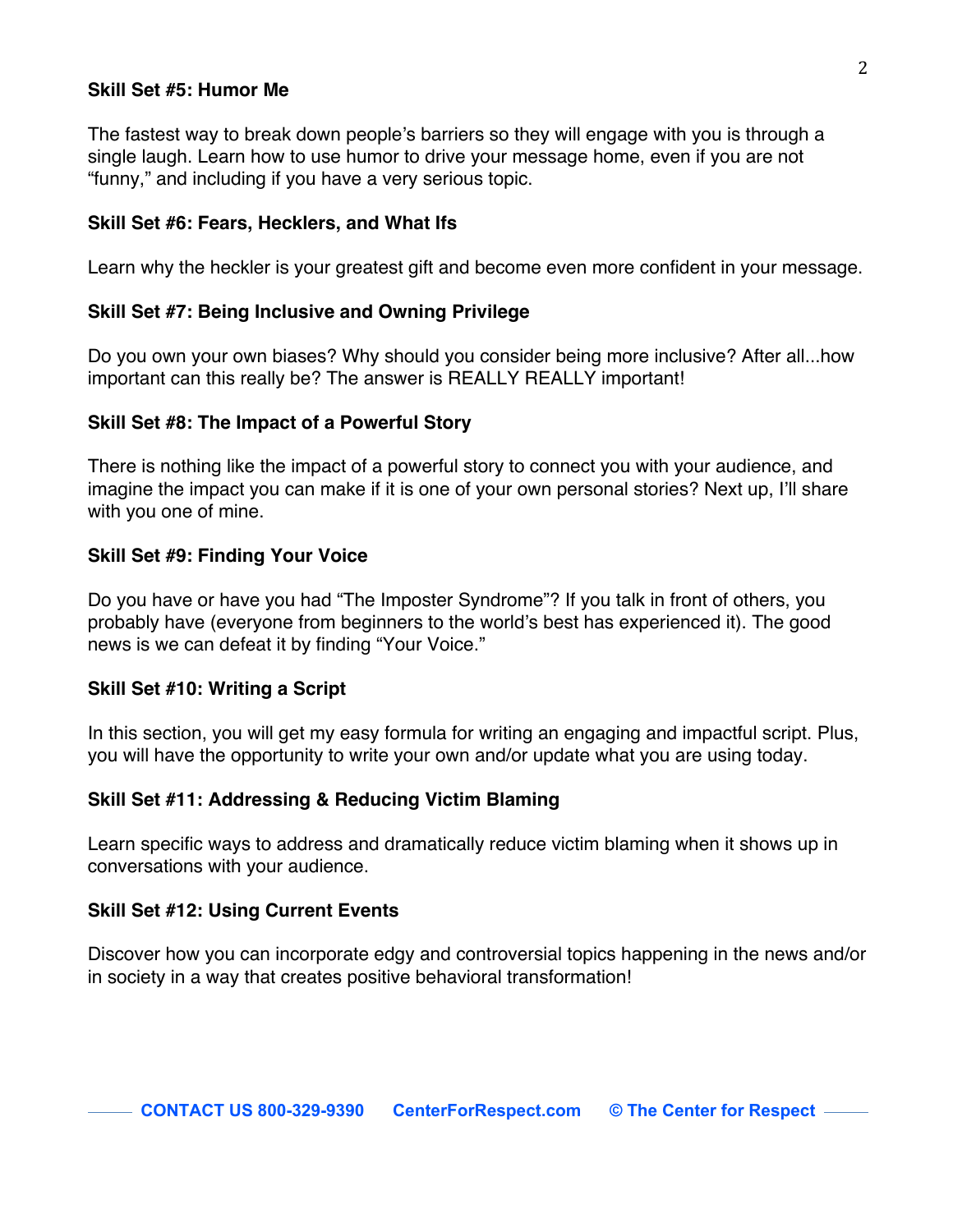**Skill Set #5: Humor Me**

The fastest way to break down people's barriers so they will engage with you is through a single laugh. Learn how to use humor to drive your message home, even if you are not "funny," and including if you have a very serious topic.

**Skill Set #6: Fears, Hecklers, and What Ifs**

Learn why the heckler is your greatest gift and become even more confident in your message.

**Skill Set #7: Being Inclusive and Owning Privilege**

Do you own your own biases? Why should you consider being more inclusive? After all...how important can this really be? The answer is REALLY REALLY important!

**Skill Set #8: The Impact of a Powerful Story**

There is nothing like the impact of a powerful story to connect you with your audience, and imagine the impact you can make if it is one of your own personal stories? Next up, I'll share with you one of mine.

**Skill Set #9: Finding Your Voice**

Do you have or have you had "The Imposter Syndrome"? If you talk in front of others, you probably have (everyone from beginners to the world's best has experienced it). The good news is we can defeat it by finding "Your Voice."

**Skill Set #10: Writing a Script**

In this section, you will get my easy formula for writing an engaging and impactful script. Plus, you will have the opportunity to write your own and/or update what you are using today.

**Skill Set #11: Addressing & Reducing Victim Blaming**

Learn specific ways to address and dramatically reduce victim blaming when it shows up in conversations with your audience.

**Skill Set #12: Using Current Events**

Discover how you can incorporate edgy and controversial topics happening in the news and/or in society in a way that creates positive behavioral transformation!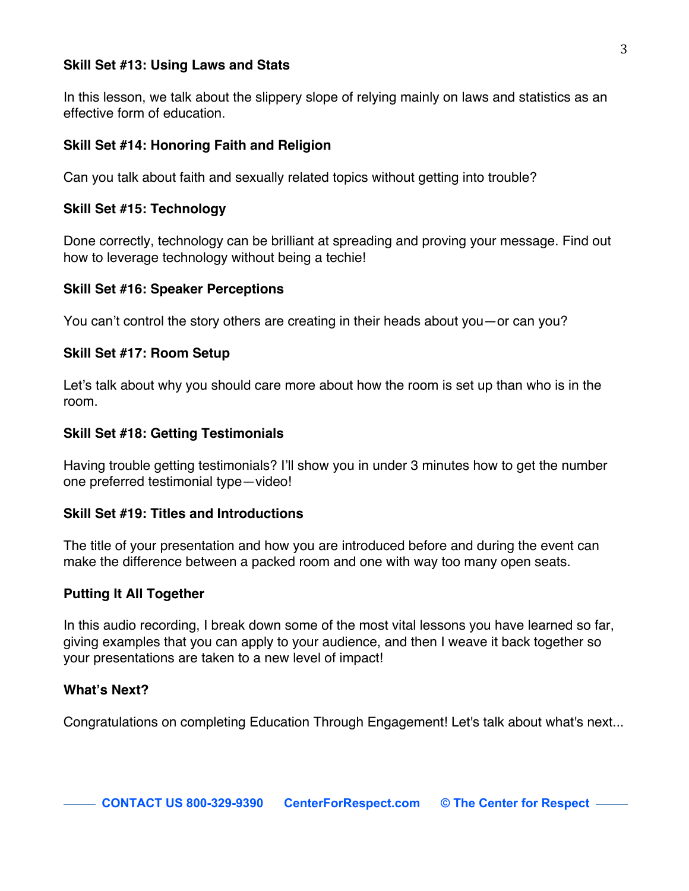**Skill Set #13: Using Laws and Stats**

In this lesson, we talk about the slippery slope of relying mainly on laws and statistics as an effective form of education.

**Skill Set #14: Honoring Faith and Religion**

Can you talk about faith and sexually related topics without getting into trouble?

**Skill Set #15: Technology**

Done correctly, technology can be brilliant at spreading and proving your message. Find out how to leverage technology without being a techie!

**Skill Set #16: Speaker Perceptions**

You can't control the story others are creating in their heads about you—or can you?

**Skill Set #17: Room Setup**

Let's talk about why you should care more about how the room is set up than who is in the room.

**Skill Set #18: Getting Testimonials**

Having trouble getting testimonials? I'll show you in under 3 minutes how to get the number one preferred testimonial type—video!

**Skill Set #19: Titles and Introductions**

The title of your presentation and how you are introduced before and during the event can make the difference between a packed room and one with way too many open seats.

**Putting It All Together**

In this audio recording, I break down some of the most vital lessons you have learned so far, giving examples that you can apply to your audience, and then I weave it back together so your presentations are taken to a new level of impact!

**What's Next?**

Congratulations on completing Education Through Engagement! Let's talk about what's next...